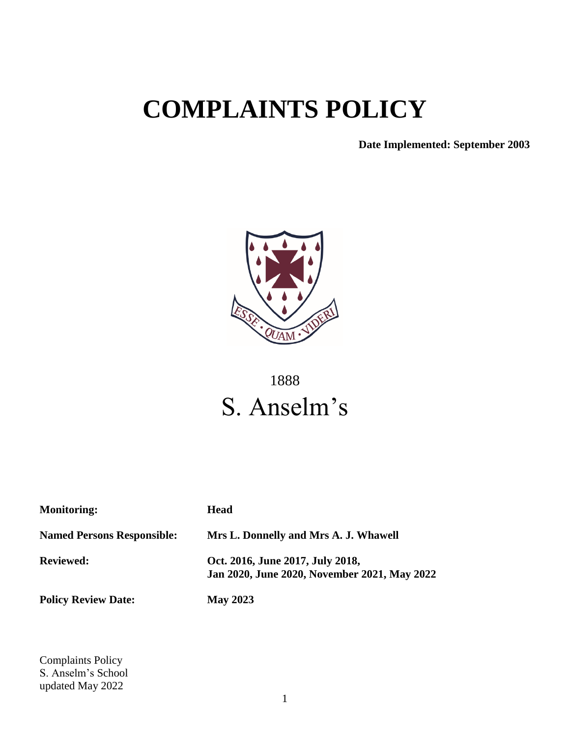# COMPLAINTS POLICY

**Date Implemented: September 2003**

1888

S. Anselm's

| | |
|---|---|
| **Monitoring:** | **Head** |
| **Named Persons Responsible:** | **Mrs L. Donnelly and Mrs A. J. Whawell** |
| **Reviewed:** | **Oct. 2016, June 2017, July 2018, Jan 2020, June 2020, November 2021, May 2022** |
| **Policy Review Date:** | **May 2023** |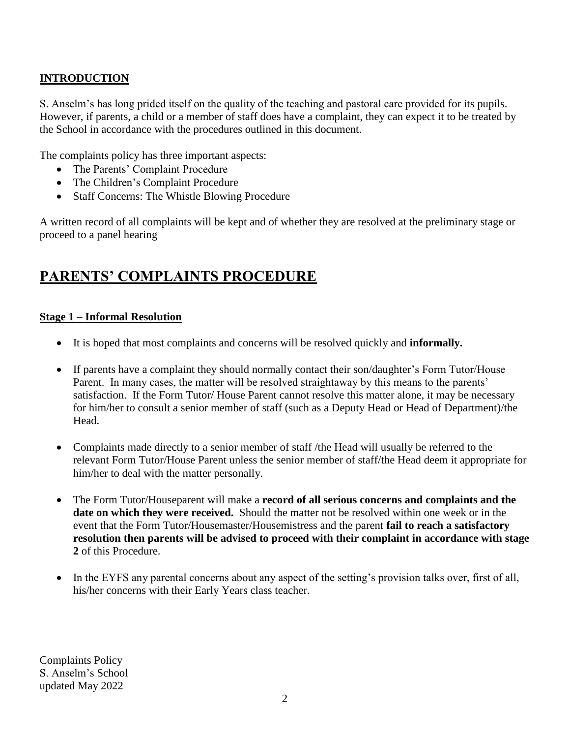## **INTRODUCTION**

S. Anselm's has long prided itself on the quality of the teaching and pastoral care provided for its pupils. However, if parents, a child or a member of staff does have a complaint, they can expect it to be treated by the School in accordance with the procedures outlined in this document.

The complaints policy has three important aspects:

- The Parents' Complaint Procedure
- The Children's Complaint Procedure
- Staff Concerns: The Whistle Blowing Procedure

A written record of all complaints will be kept and of whether they are resolved at the preliminary stage or proceed to a panel hearing

# **PARENTS' COMPLAINTS PROCEDURE**

### **Stage 1 – Informal Resolution**

- It is hoped that most complaints and concerns will be resolved quickly and **informally.**

- If parents have a complaint they should normally contact their son/daughter's Form Tutor/House Parent. In many cases, the matter will be resolved straightaway by this means to the parents' satisfaction. If the Form Tutor/ House Parent cannot resolve this matter alone, it may be necessary for him/her to consult a senior member of staff (such as a Deputy Head or Head of Department)/the Head.

- Complaints made directly to a senior member of staff /the Head will usually be referred to the relevant Form Tutor/House Parent unless the senior member of staff/the Head deem it appropriate for him/her to deal with the matter personally.

- The Form Tutor/Houseparent will make a **record of all serious concerns and complaints and the date on which they were received.** Should the matter not be resolved within one week or in the event that the Form Tutor/Housemaster/Housemistress and the parent **fail to reach a satisfactory resolution then parents will be advised to proceed with their complaint in accordance with stage 2** of this Procedure.

- In the EYFS any parental concerns about any aspect of the setting's provision talks over, first of all, his/her concerns with their Early Years class teacher.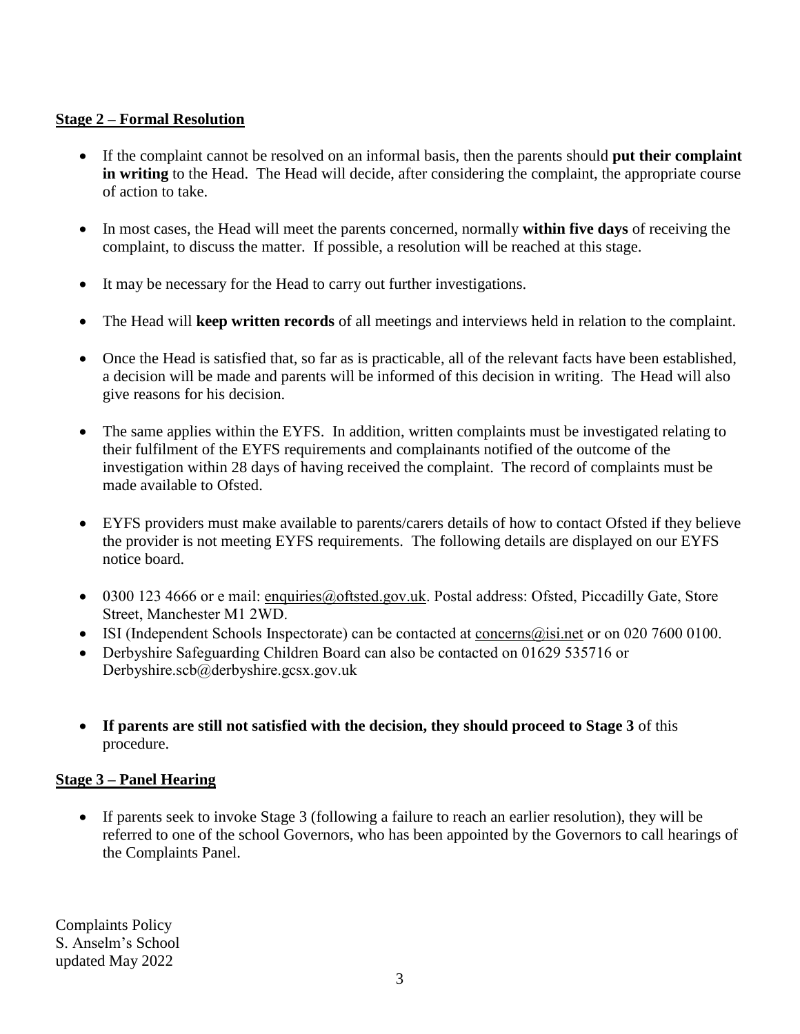## Stage 2 – Formal Resolution

- If the complaint cannot be resolved on an informal basis, then the parents should **put their complaint in writing** to the Head. The Head will decide, after considering the complaint, the appropriate course of action to take.
- In most cases, the Head will meet the parents concerned, normally **within five days** of receiving the complaint, to discuss the matter. If possible, a resolution will be reached at this stage.
- It may be necessary for the Head to carry out further investigations.
- The Head will **keep written records** of all meetings and interviews held in relation to the complaint.
- Once the Head is satisfied that, so far as is practicable, all of the relevant facts have been established, a decision will be made and parents will be informed of this decision in writing. The Head will also give reasons for his decision.
- The same applies within the EYFS. In addition, written complaints must be investigated relating to their fulfilment of the EYFS requirements and complainants notified of the outcome of the investigation within 28 days of having received the complaint. The record of complaints must be made available to Ofsted.
- EYFS providers must make available to parents/carers details of how to contact Ofsted if they believe the provider is not meeting EYFS requirements. The following details are displayed on our EYFS notice board.
- 0300 123 4666 or e mail: enquiries@oftsted.gov.uk. Postal address: Ofsted, Piccadilly Gate, Store Street, Manchester M1 2WD.
- ISI (Independent Schools Inspectorate) can be contacted at concerns@isi.net or on 020 7600 0100.
- Derbyshire Safeguarding Children Board can also be contacted on 01629 535716 or Derbyshire.scb@derbyshire.gcsx.gov.uk
- **If parents are still not satisfied with the decision, they should proceed to Stage 3** of this procedure.

## Stage 3 – Panel Hearing

- If parents seek to invoke Stage 3 (following a failure to reach an earlier resolution), they will be referred to one of the school Governors, who has been appointed by the Governors to call hearings of the Complaints Panel.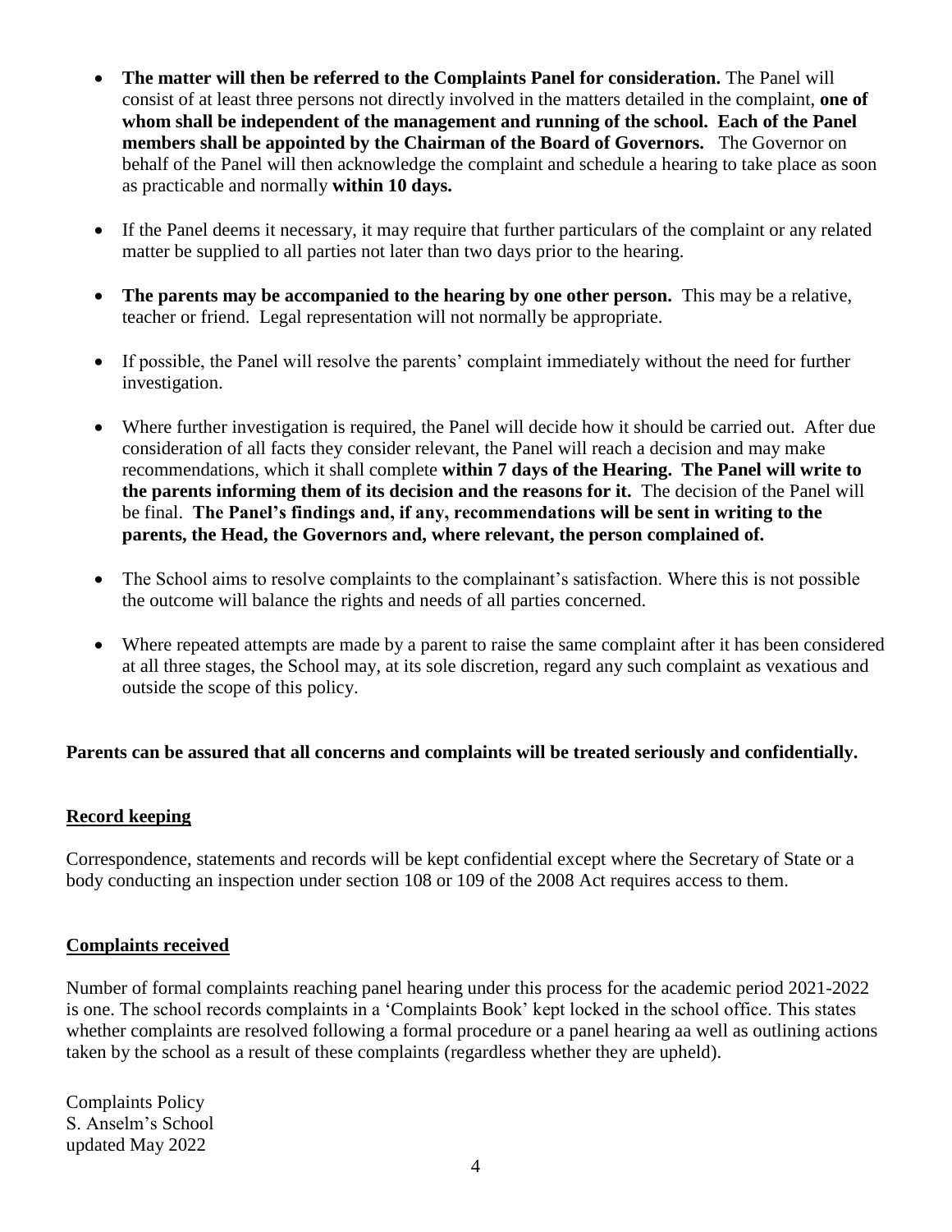- **The matter will then be referred to the Complaints Panel for consideration.** The Panel will consist of at least three persons not directly involved in the matters detailed in the complaint, **one of whom shall be independent of the management and running of the school. Each of the Panel members shall be appointed by the Chairman of the Board of Governors.** The Governor on behalf of the Panel will then acknowledge the complaint and schedule a hearing to take place as soon as practicable and normally **within 10 days.**

- If the Panel deems it necessary, it may require that further particulars of the complaint or any related matter be supplied to all parties not later than two days prior to the hearing.

- **The parents may be accompanied to the hearing by one other person.** This may be a relative, teacher or friend. Legal representation will not normally be appropriate.

- If possible, the Panel will resolve the parents' complaint immediately without the need for further investigation.

- Where further investigation is required, the Panel will decide how it should be carried out. After due consideration of all facts they consider relevant, the Panel will reach a decision and may make recommendations, which it shall complete **within 7 days of the Hearing. The Panel will write to the parents informing them of its decision and the reasons for it.** The decision of the Panel will be final. **The Panel's findings and, if any, recommendations will be sent in writing to the parents, the Head, the Governors and, where relevant, the person complained of.**

- The School aims to resolve complaints to the complainant's satisfaction. Where this is not possible the outcome will balance the rights and needs of all parties concerned.

- Where repeated attempts are made by a parent to raise the same complaint after it has been considered at all three stages, the School may, at its sole discretion, regard any such complaint as vexatious and outside the scope of this policy.

**Parents can be assured that all concerns and complaints will be treated seriously and confidentially.**

## Record keeping

Correspondence, statements and records will be kept confidential except where the Secretary of State or a body conducting an inspection under section 108 or 109 of the 2008 Act requires access to them.

## Complaints received

Number of formal complaints reaching panel hearing under this process for the academic period 2021-2022 is one. The school records complaints in a 'Complaints Book' kept locked in the school office. This states whether complaints are resolved following a formal procedure or a panel hearing aa well as outlining actions taken by the school as a result of these complaints (regardless whether they are upheld).

Complaints Policy
S. Anselm's School
updated May 2022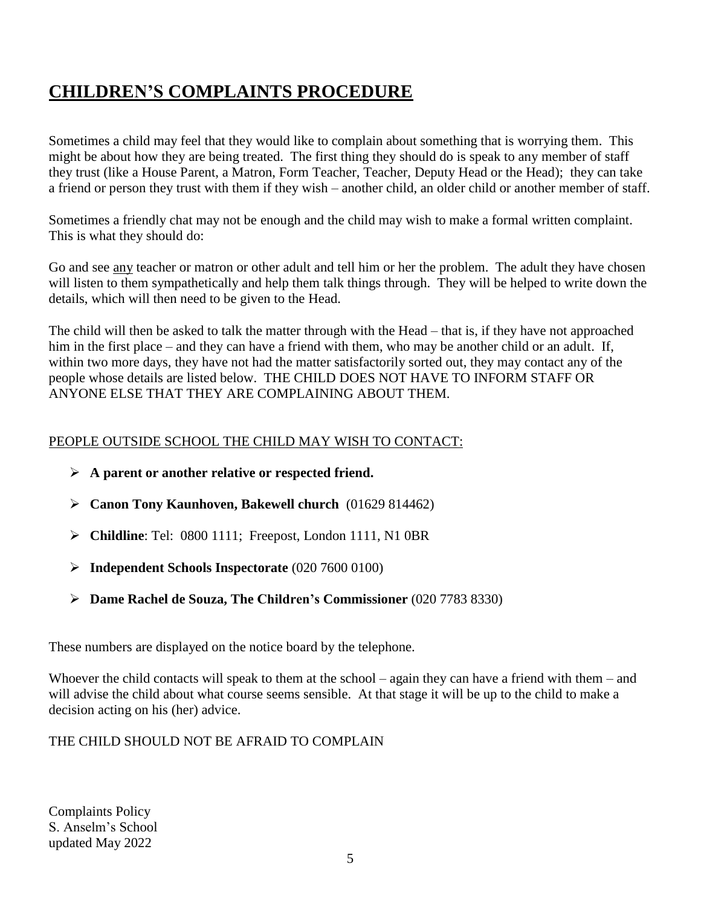# CHILDREN'S COMPLAINTS PROCEDURE

Sometimes a child may feel that they would like to complain about something that is worrying them. This might be about how they are being treated. The first thing they should do is speak to any member of staff they trust (like a House Parent, a Matron, Form Teacher, Teacher, Deputy Head or the Head); they can take a friend or person they trust with them if they wish – another child, an older child or another member of staff.

Sometimes a friendly chat may not be enough and the child may wish to make a formal written complaint. This is what they should do:

Go and see <u>any</u> teacher or matron or other adult and tell him or her the problem. The adult they have chosen will listen to them sympathetically and help them talk things through. They will be helped to write down the details, which will then need to be given to the Head.

The child will then be asked to talk the matter through with the Head – that is, if they have not approached him in the first place – and they can have a friend with them, who may be another child or an adult. If, within two more days, they have not had the matter satisfactorily sorted out, they may contact any of the people whose details are listed below. THE CHILD DOES NOT HAVE TO INFORM STAFF OR ANYONE ELSE THAT THEY ARE COMPLAINING ABOUT THEM.

<u>PEOPLE OUTSIDE SCHOOL THE CHILD MAY WISH TO CONTACT:</u>

- **A parent or another relative or respected friend.**
- **Canon Tony Kaunhoven, Bakewell church** (01629 814462)
- **Childline**: Tel: 0800 1111; Freepost, London 1111, N1 0BR
- **Independent Schools Inspectorate** (020 7600 0100)
- **Dame Rachel de Souza, The Children's Commissioner** (020 7783 8330)

These numbers are displayed on the notice board by the telephone.

Whoever the child contacts will speak to them at the school – again they can have a friend with them – and will advise the child about what course seems sensible. At that stage it will be up to the child to make a decision acting on his (her) advice.

THE CHILD SHOULD NOT BE AFRAID TO COMPLAIN

Complaints Policy
S. Anselm's School
updated May 2022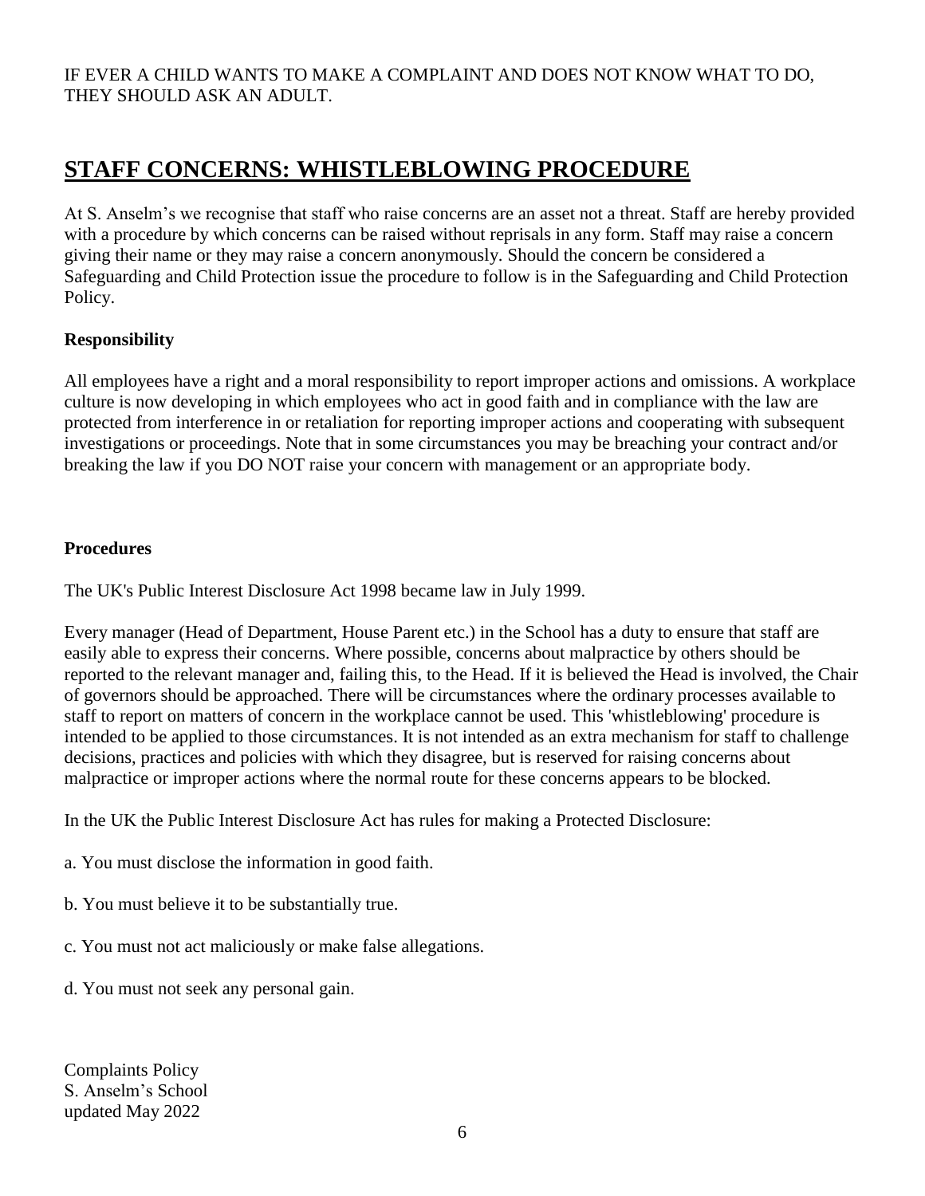IF EVER A CHILD WANTS TO MAKE A COMPLAINT AND DOES NOT KNOW WHAT TO DO, THEY SHOULD ASK AN ADULT.

## STAFF CONCERNS: WHISTLEBLOWING PROCEDURE

At S. Anselm's we recognise that staff who raise concerns are an asset not a threat. Staff are hereby provided with a procedure by which concerns can be raised without reprisals in any form. Staff may raise a concern giving their name or they may raise a concern anonymously. Should the concern be considered a Safeguarding and Child Protection issue the procedure to follow is in the Safeguarding and Child Protection Policy.

**Responsibility**

All employees have a right and a moral responsibility to report improper actions and omissions. A workplace culture is now developing in which employees who act in good faith and in compliance with the law are protected from interference in or retaliation for reporting improper actions and cooperating with subsequent investigations or proceedings. Note that in some circumstances you may be breaching your contract and/or breaking the law if you DO NOT raise your concern with management or an appropriate body.

**Procedures**

The UK's Public Interest Disclosure Act 1998 became law in July 1999.

Every manager (Head of Department, House Parent etc.) in the School has a duty to ensure that staff are easily able to express their concerns. Where possible, concerns about malpractice by others should be reported to the relevant manager and, failing this, to the Head. If it is believed the Head is involved, the Chair of governors should be approached. There will be circumstances where the ordinary processes available to staff to report on matters of concern in the workplace cannot be used. This 'whistleblowing' procedure is intended to be applied to those circumstances. It is not intended as an extra mechanism for staff to challenge decisions, practices and policies with which they disagree, but is reserved for raising concerns about malpractice or improper actions where the normal route for these concerns appears to be blocked.

In the UK the Public Interest Disclosure Act has rules for making a Protected Disclosure:

a. You must disclose the information in good faith.

b. You must believe it to be substantially true.

c. You must not act maliciously or make false allegations.

d. You must not seek any personal gain.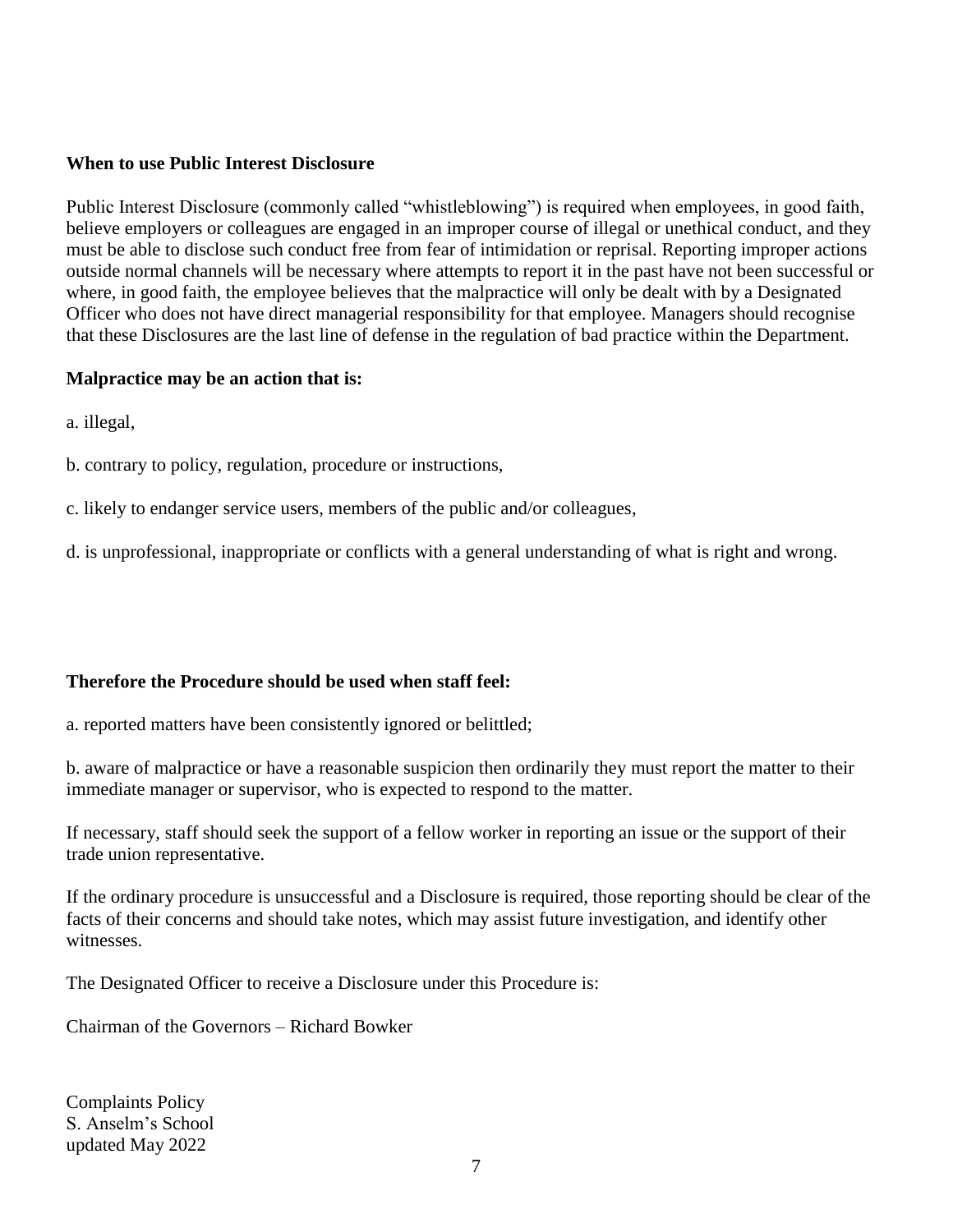**When to use Public Interest Disclosure**

Public Interest Disclosure (commonly called "whistleblowing") is required when employees, in good faith, believe employers or colleagues are engaged in an improper course of illegal or unethical conduct, and they must be able to disclose such conduct free from fear of intimidation or reprisal. Reporting improper actions outside normal channels will be necessary where attempts to report it in the past have not been successful or where, in good faith, the employee believes that the malpractice will only be dealt with by a Designated Officer who does not have direct managerial responsibility for that employee. Managers should recognise that these Disclosures are the last line of defense in the regulation of bad practice within the Department.

**Malpractice may be an action that is:**

a. illegal,

b. contrary to policy, regulation, procedure or instructions,

c. likely to endanger service users, members of the public and/or colleagues,

d. is unprofessional, inappropriate or conflicts with a general understanding of what is right and wrong.

**Therefore the Procedure should be used when staff feel:**

a. reported matters have been consistently ignored or belittled;

b. aware of malpractice or have a reasonable suspicion then ordinarily they must report the matter to their immediate manager or supervisor, who is expected to respond to the matter.

If necessary, staff should seek the support of a fellow worker in reporting an issue or the support of their trade union representative.

If the ordinary procedure is unsuccessful and a Disclosure is required, those reporting should be clear of the facts of their concerns and should take notes, which may assist future investigation, and identify other witnesses.

The Designated Officer to receive a Disclosure under this Procedure is:

Chairman of the Governors – Richard Bowker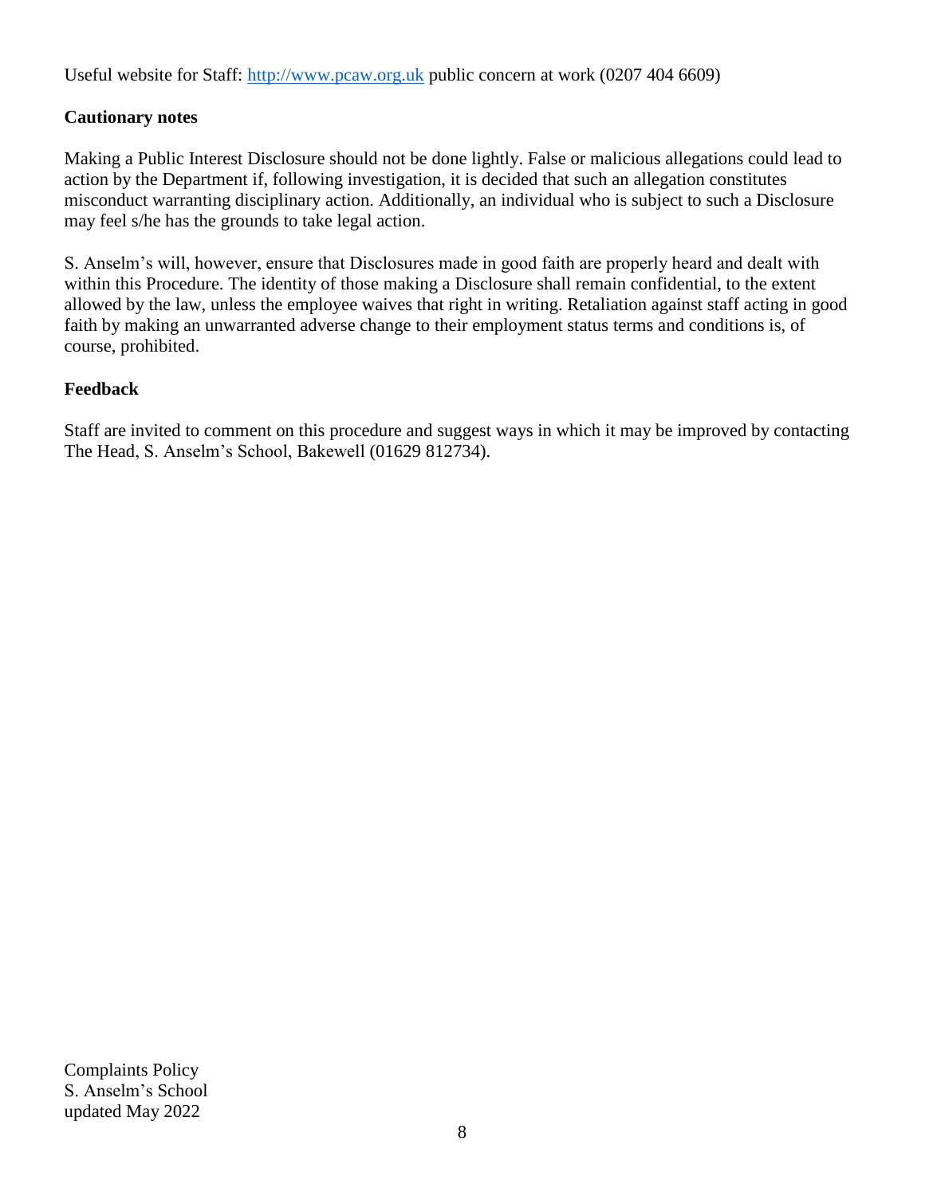Useful website for Staff: [http://www.pcaw.org.uk](http://www.pcaw.org.uk) public concern at work (0207 404 6609)

**Cautionary notes**

Making a Public Interest Disclosure should not be done lightly. False or malicious allegations could lead to action by the Department if, following investigation, it is decided that such an allegation constitutes misconduct warranting disciplinary action. Additionally, an individual who is subject to such a Disclosure may feel s/he has the grounds to take legal action.

S. Anselm's will, however, ensure that Disclosures made in good faith are properly heard and dealt with within this Procedure. The identity of those making a Disclosure shall remain confidential, to the extent allowed by the law, unless the employee waives that right in writing. Retaliation against staff acting in good faith by making an unwarranted adverse change to their employment status terms and conditions is, of course, prohibited.

**Feedback**

Staff are invited to comment on this procedure and suggest ways in which it may be improved by contacting The Head, S. Anselm's School, Bakewell (01629 812734).